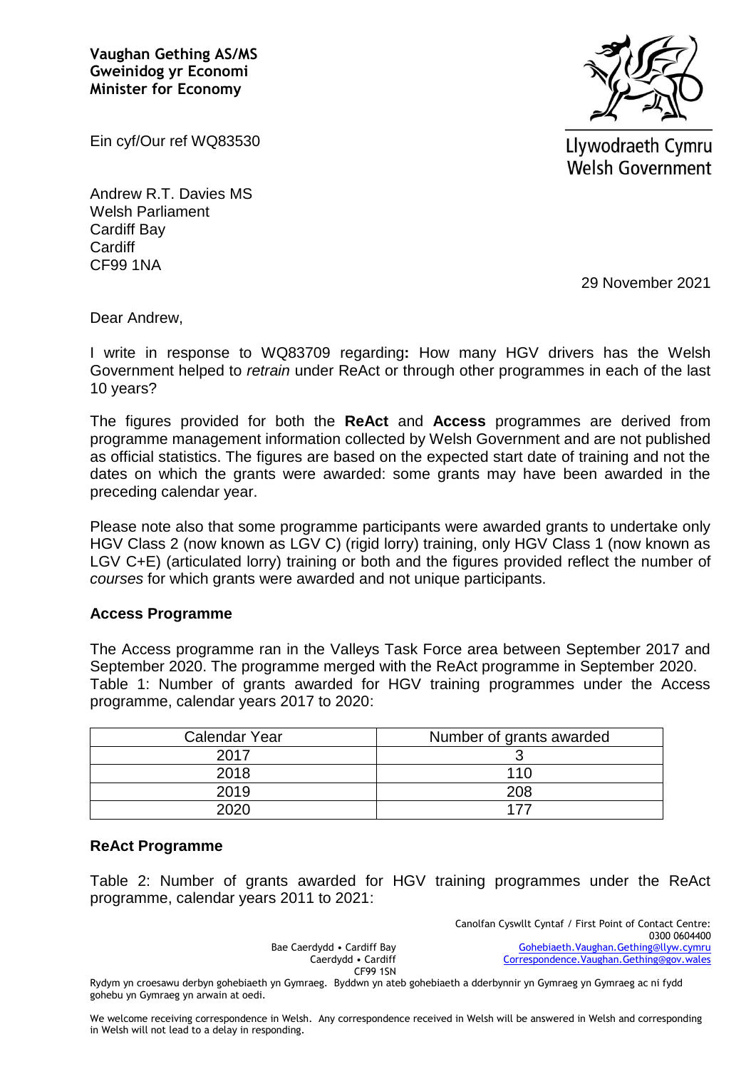**Vaughan Gething AS/MS**
**Gweinidog yr Economi**
**Minister for Economy**

Ein cyf/Our ref WQ83530

Llywodraeth Cymru
Welsh Government

Andrew R.T. Davies MS
Welsh Parliament
Cardiff Bay
Cardiff
CF99 1NA

29 November 2021

Dear Andrew,

I write in response to WQ83709 regarding**:** How many HGV drivers has the Welsh Government helped to *retrain* under ReAct or through other programmes in each of the last 10 years?

The figures provided for both the **ReAct** and **Access** programmes are derived from programme management information collected by Welsh Government and are not published as official statistics. The figures are based on the expected start date of training and not the dates on which the grants were awarded: some grants may have been awarded in the preceding calendar year.

Please note also that some programme participants were awarded grants to undertake only HGV Class 2 (now known as LGV C) (rigid lorry) training, only HGV Class 1 (now known as LGV C+E) (articulated lorry) training or both and the figures provided reflect the number of *courses* for which grants were awarded and not unique participants.

**Access Programme**

The Access programme ran in the Valleys Task Force area between September 2017 and September 2020. The programme merged with the ReAct programme in September 2020. Table 1: Number of grants awarded for HGV training programmes under the Access programme, calendar years 2017 to 2020:

| Calendar Year | Number of grants awarded |
|---|---|
| 2017 | 3 |
| 2018 | 110 |
| 2019 | 208 |
| 2020 | 177 |

**ReAct Programme**

Table 2: Number of grants awarded for HGV training programmes under the ReAct programme, calendar years 2011 to 2021:

Bae Caerdydd • Cardiff Bay
Caerdydd • Cardiff
CF99 1SN

Canolfan Cyswllt Cyntaf / First Point of Contact Centre:
0300 0604400
Gohebiaeth.Vaughan.Gething@llyw.cymru
Correspondence.Vaughan.Gething@gov.wales

Rydym yn croesawu derbyn gohebiaeth yn Gymraeg. Byddwn yn ateb gohebiaeth a dderbynnir yn Gymraeg yn Gymraeg ac ni fydd gohebu yn Gymraeg yn arwain at oedi.

We welcome receiving correspondence in Welsh. Any correspondence received in Welsh will be answered in Welsh and corresponding in Welsh will not lead to a delay in responding.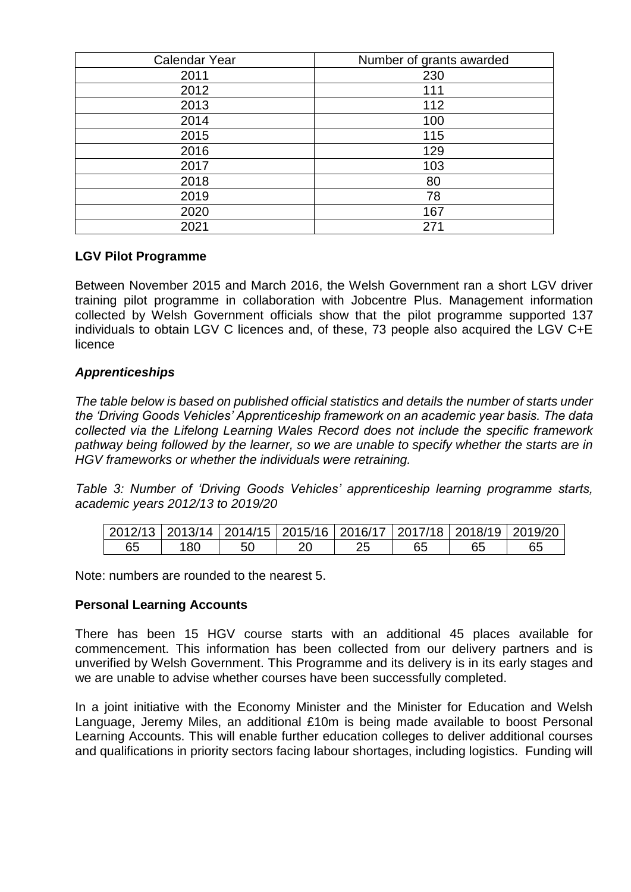| Calendar Year | Number of grants awarded |
| --- | --- |
| 2011 | 230 |
| 2012 | 111 |
| 2013 | 112 |
| 2014 | 100 |
| 2015 | 115 |
| 2016 | 129 |
| 2017 | 103 |
| 2018 | 80 |
| 2019 | 78 |
| 2020 | 167 |
| 2021 | 271 |

**LGV Pilot Programme**

Between November 2015 and March 2016, the Welsh Government ran a short LGV driver training pilot programme in collaboration with Jobcentre Plus. Management information collected by Welsh Government officials show that the pilot programme supported 137 individuals to obtain LGV C licences and, of these, 73 people also acquired the LGV C+E licence

***Apprenticeships***

*The table below is based on published official statistics and details the number of starts under the 'Driving Goods Vehicles' Apprenticeship framework on an academic year basis. The data collected via the Lifelong Learning Wales Record does not include the specific framework pathway being followed by the learner, so we are unable to specify whether the starts are in HGV frameworks or whether the individuals were retraining.*

*Table 3: Number of 'Driving Goods Vehicles' apprenticeship learning programme starts, academic years 2012/13 to 2019/20*

| 2012/13 | 2013/14 | 2014/15 | 2015/16 | 2016/17 | 2017/18 | 2018/19 | 2019/20 |
| --- | --- | --- | --- | --- | --- | --- | --- |
| 65 | 180 | 50 | 20 | 25 | 65 | 65 | 65 |

Note: numbers are rounded to the nearest 5.

**Personal Learning Accounts**

There has been 15 HGV course starts with an additional 45 places available for commencement. This information has been collected from our delivery partners and is unverified by Welsh Government. This Programme and its delivery is in its early stages and we are unable to advise whether courses have been successfully completed.

In a joint initiative with the Economy Minister and the Minister for Education and Welsh Language, Jeremy Miles, an additional £10m is being made available to boost Personal Learning Accounts. This will enable further education colleges to deliver additional courses and qualifications in priority sectors facing labour shortages, including logistics. Funding will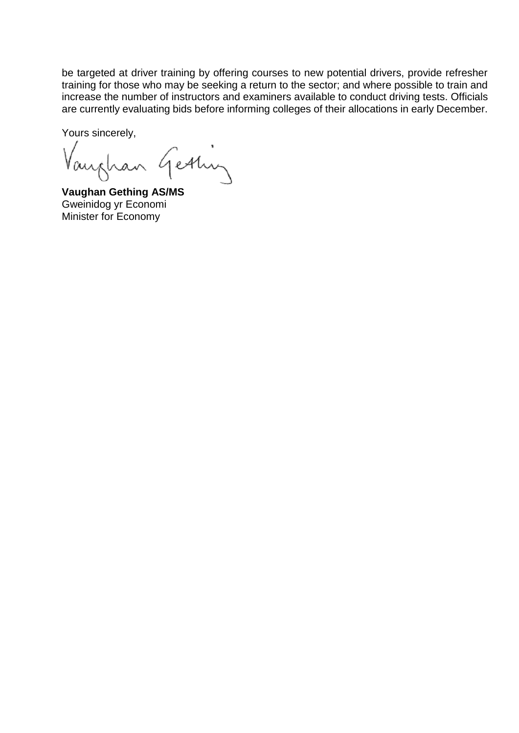be targeted at driver training by offering courses to new potential drivers, provide refresher training for those who may be seeking a return to the sector; and where possible to train and increase the number of instructors and examiners available to conduct driving tests. Officials are currently evaluating bids before informing colleges of their allocations in early December.

Yours sincerely,

**Vaughan Gething AS/MS**
Gweinidog yr Economi
Minister for Economy